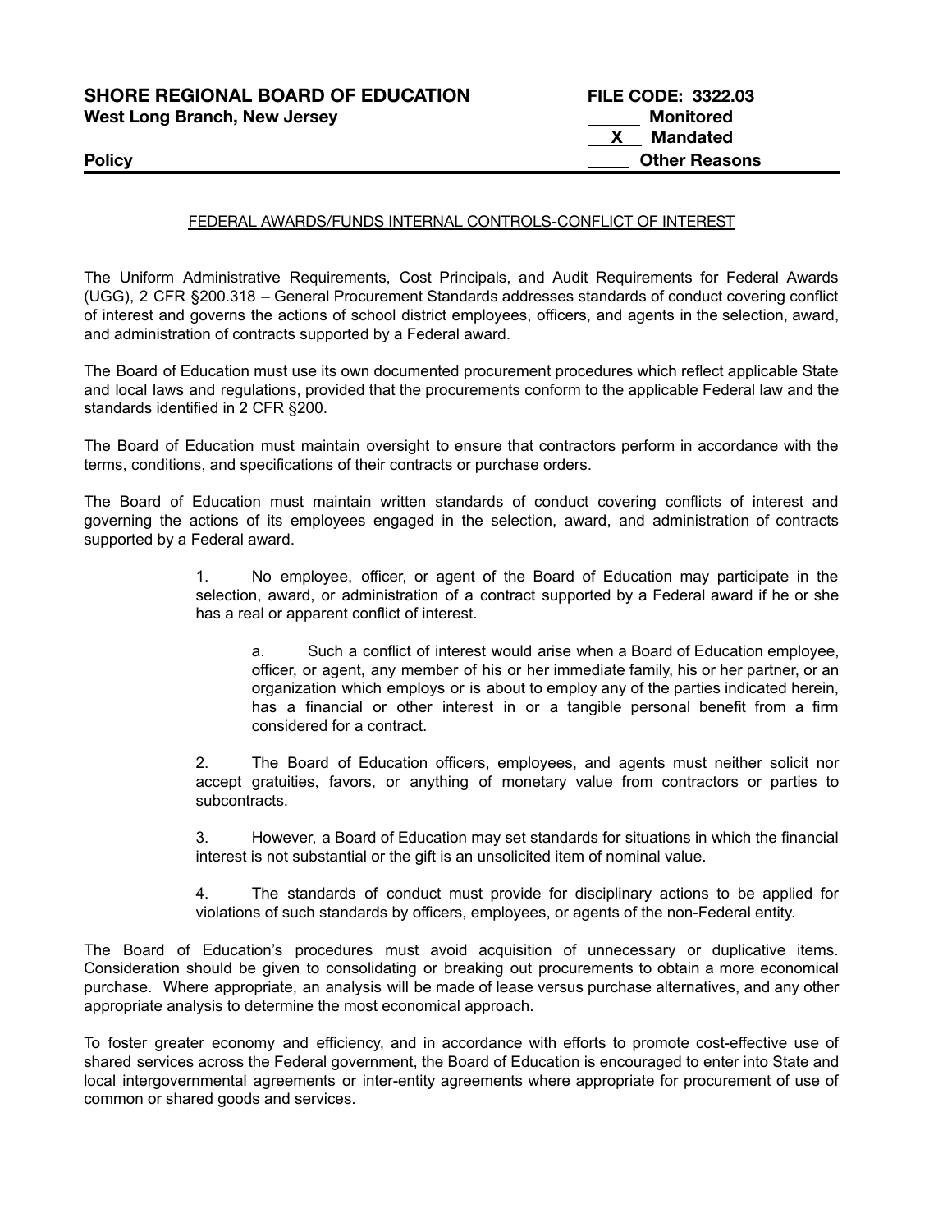**SHORE REGIONAL BOARD OF EDUCATION**
**West Long Branch, New Jersey**

**Policy**

**FILE CODE: 3322.03**
______ **Monitored**
__X__ **Mandated**
_____ **Other Reasons**

FEDERAL AWARDS/FUNDS INTERNAL CONTROLS-CONFLICT OF INTEREST

The Uniform Administrative Requirements, Cost Principals, and Audit Requirements for Federal Awards (UGG), 2 CFR §200.318 – General Procurement Standards addresses standards of conduct covering conflict of interest and governs the actions of school district employees, officers, and agents in the selection, award, and administration of contracts supported by a Federal award.

The Board of Education must use its own documented procurement procedures which reflect applicable State and local laws and regulations, provided that the procurements conform to the applicable Federal law and the standards identified in 2 CFR §200.

The Board of Education must maintain oversight to ensure that contractors perform in accordance with the terms, conditions, and specifications of their contracts or purchase orders.

The Board of Education must maintain written standards of conduct covering conflicts of interest and governing the actions of its employees engaged in the selection, award, and administration of contracts supported by a Federal award.

1. No employee, officer, or agent of the Board of Education may participate in the selection, award, or administration of a contract supported by a Federal award if he or she has a real or apparent conflict of interest.

    a. Such a conflict of interest would arise when a Board of Education employee, officer, or agent, any member of his or her immediate family, his or her partner, or an organization which employs or is about to employ any of the parties indicated herein, has a financial or other interest in or a tangible personal benefit from a firm considered for a contract.

2. The Board of Education officers, employees, and agents must neither solicit nor accept gratuities, favors, or anything of monetary value from contractors or parties to subcontracts.

3. However, a Board of Education may set standards for situations in which the financial interest is not substantial or the gift is an unsolicited item of nominal value.

4. The standards of conduct must provide for disciplinary actions to be applied for violations of such standards by officers, employees, or agents of the non-Federal entity.

The Board of Education's procedures must avoid acquisition of unnecessary or duplicative items. Consideration should be given to consolidating or breaking out procurements to obtain a more economical purchase. Where appropriate, an analysis will be made of lease versus purchase alternatives, and any other appropriate analysis to determine the most economical approach.

To foster greater economy and efficiency, and in accordance with efforts to promote cost-effective use of shared services across the Federal government, the Board of Education is encouraged to enter into State and local intergovernmental agreements or inter-entity agreements where appropriate for procurement of use of common or shared goods and services.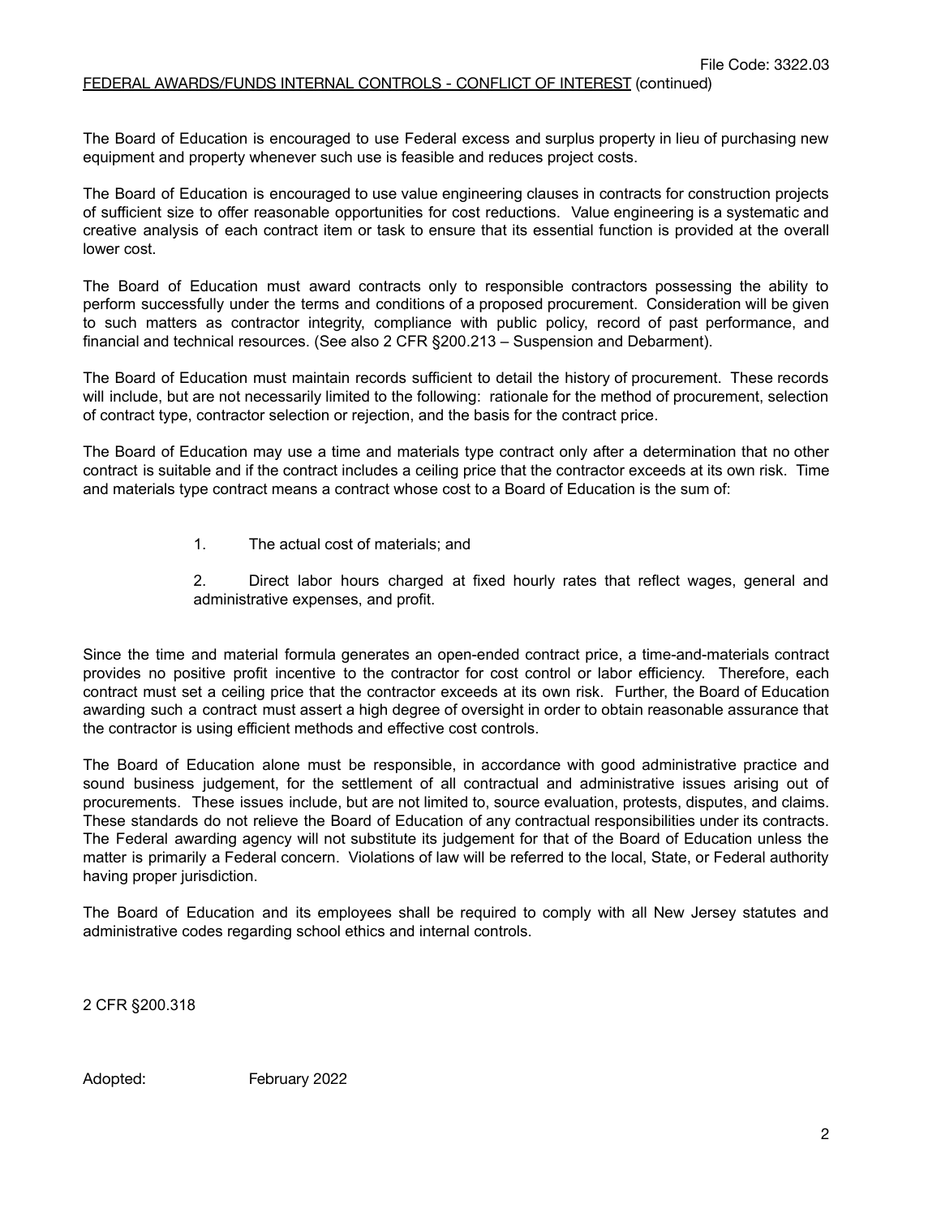The Board of Education is encouraged to use Federal excess and surplus property in lieu of purchasing new equipment and property whenever such use is feasible and reduces project costs.

The Board of Education is encouraged to use value engineering clauses in contracts for construction projects of sufficient size to offer reasonable opportunities for cost reductions. Value engineering is a systematic and creative analysis of each contract item or task to ensure that its essential function is provided at the overall lower cost.

The Board of Education must award contracts only to responsible contractors possessing the ability to perform successfully under the terms and conditions of a proposed procurement. Consideration will be given to such matters as contractor integrity, compliance with public policy, record of past performance, and financial and technical resources. (See also 2 CFR §200.213 – Suspension and Debarment).

The Board of Education must maintain records sufficient to detail the history of procurement. These records will include, but are not necessarily limited to the following: rationale for the method of procurement, selection of contract type, contractor selection or rejection, and the basis for the contract price.

The Board of Education may use a time and materials type contract only after a determination that no other contract is suitable and if the contract includes a ceiling price that the contractor exceeds at its own risk. Time and materials type contract means a contract whose cost to a Board of Education is the sum of:

1. The actual cost of materials; and
2. Direct labor hours charged at fixed hourly rates that reflect wages, general and administrative expenses, and profit.

Since the time and material formula generates an open-ended contract price, a time-and-materials contract provides no positive profit incentive to the contractor for cost control or labor efficiency. Therefore, each contract must set a ceiling price that the contractor exceeds at its own risk. Further, the Board of Education awarding such a contract must assert a high degree of oversight in order to obtain reasonable assurance that the contractor is using efficient methods and effective cost controls.

The Board of Education alone must be responsible, in accordance with good administrative practice and sound business judgement, for the settlement of all contractual and administrative issues arising out of procurements. These issues include, but are not limited to, source evaluation, protests, disputes, and claims. These standards do not relieve the Board of Education of any contractual responsibilities under its contracts. The Federal awarding agency will not substitute its judgement for that of the Board of Education unless the matter is primarily a Federal concern. Violations of law will be referred to the local, State, or Federal authority having proper jurisdiction.

The Board of Education and its employees shall be required to comply with all New Jersey statutes and administrative codes regarding school ethics and internal controls.

2 CFR §200.318

Adopted: February 2022